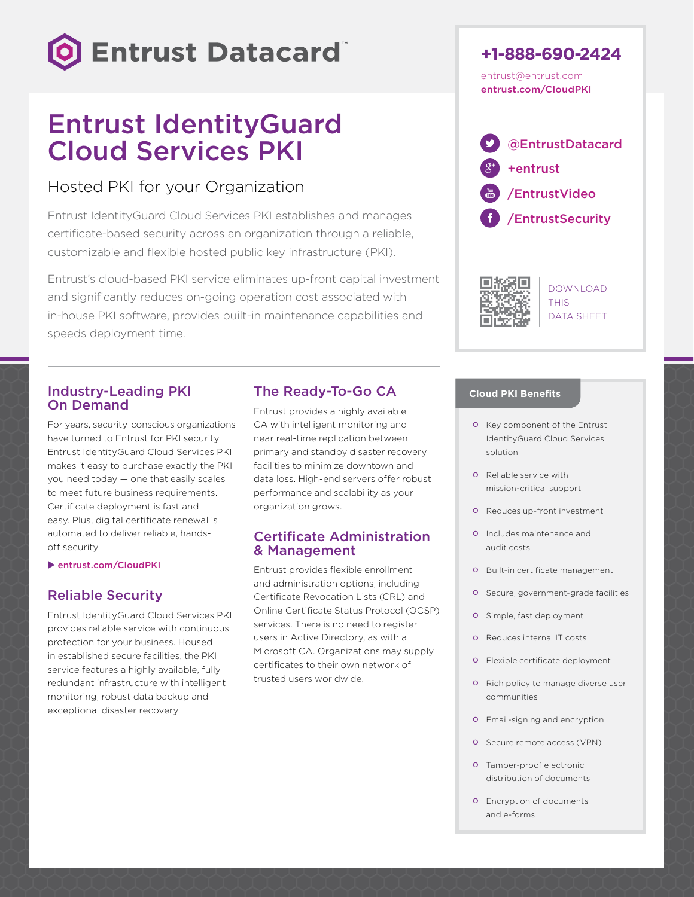Entrust Datacard™

# Entrust IdentityGuard Cloud Services PKI

## Hosted PKI for your Organization

Entrust IdentityGuard Cloud Services PKI establishes and manages certificate-based security across an organization through a reliable, customizable and flexible hosted public key infrastructure (PKI).

Entrust's cloud-based PKI service eliminates up-front capital investment and significantly reduces on-going operation cost associated with in-house PKI software, provides built-in maintenance capabilities and speeds deployment time.

**+1-888-690-2424**

entrust@entrust.com
**entrust.com/CloudPKI**

- @EntrustDatacard
- +entrust
- /EntrustVideo
- /EntrustSecurity

DOWNLOAD THIS DATA SHEET

### Industry-Leading PKI On Demand

For years, security-conscious organizations have turned to Entrust for PKI security. Entrust IdentityGuard Cloud Services PKI makes it easy to purchase exactly the PKI you need today — one that easily scales to meet future business requirements. Certificate deployment is fast and easy. Plus, digital certificate renewal is automated to deliver reliable, hands-off security.

▶ **entrust.com/CloudPKI**

### Reliable Security

Entrust IdentityGuard Cloud Services PKI provides reliable service with continuous protection for your business. Housed in established secure facilities, the PKI service features a highly available, fully redundant infrastructure with intelligent monitoring, robust data backup and exceptional disaster recovery.

### The Ready-To-Go CA

Entrust provides a highly available CA with intelligent monitoring and near real-time replication between primary and standby disaster recovery facilities to minimize downtown and data loss. High-end servers offer robust performance and scalability as your organization grows.

### Certificate Administration & Management

Entrust provides flexible enrollment and administration options, including Certificate Revocation Lists (CRL) and Online Certificate Status Protocol (OCSP) services. There is no need to register users in Active Directory, as with a Microsoft CA. Organizations may supply certificates to their own network of trusted users worldwide.

### Cloud PKI Benefits

- Key component of the Entrust IdentityGuard Cloud Services solution
- Reliable service with mission-critical support
- Reduces up-front investment
- Includes maintenance and audit costs
- Built-in certificate management
- Secure, government-grade facilities
- Simple, fast deployment
- Reduces internal IT costs
- Flexible certificate deployment
- Rich policy to manage diverse user communities
- Email-signing and encryption
- Secure remote access (VPN)
- Tamper-proof electronic distribution of documents
- Encryption of documents and e-forms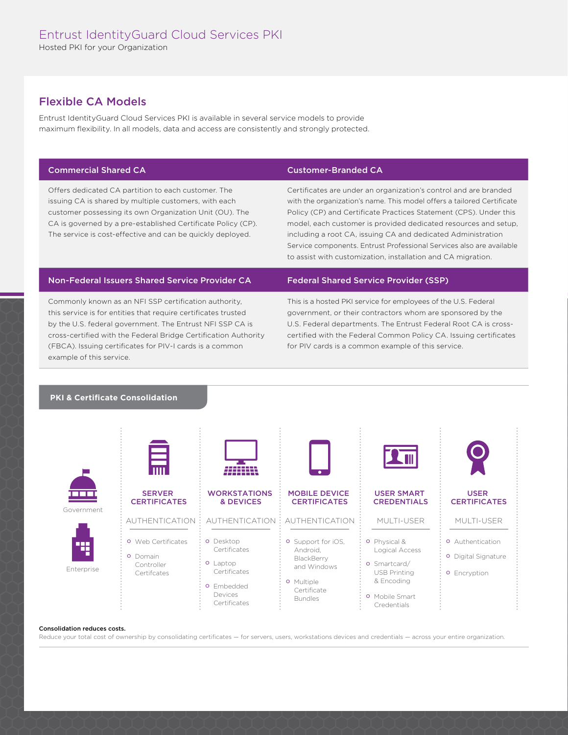# Entrust IdentityGuard Cloud Services PKI

Hosted PKI for your Organization

## Flexible CA Models

Entrust IdentityGuard Cloud Services PKI is available in several service models to provide maximum flexibility. In all models, data and access are consistently and strongly protected.

### Commercial Shared CA

Offers dedicated CA partition to each customer. The issuing CA is shared by multiple customers, with each customer possessing its own Organization Unit (OU). The CA is governed by a pre-established Certificate Policy (CP). The service is cost-effective and can be quickly deployed.

### Customer-Branded CA

Certificates are under an organization's control and are branded with the organization's name. This model offers a tailored Certificate Policy (CP) and Certificate Practices Statement (CPS). Under this model, each customer is provided dedicated resources and setup, including a root CA, issuing CA and dedicated Administration Service components. Entrust Professional Services also are available to assist with customization, installation and CA migration.

### Non-Federal Issuers Shared Service Provider CA

Commonly known as an NFI SSP certification authority, this service is for entities that require certificates trusted by the U.S. federal government. The Entrust NFI SSP CA is cross-certified with the Federal Bridge Certification Authority (FBCA). Issuing certificates for PIV-I cards is a common example of this service.

### Federal Shared Service Provider (SSP)

This is a hosted PKI service for employees of the U.S. Federal government, or their contractors whom are sponsored by the U.S. Federal departments. The Entrust Federal Root CA is cross-certified with the Federal Common Policy CA. Issuing certificates for PIV cards is a common example of this service.

## PKI & Certificate Consolidation

Government

Enterprise

| SERVER CERTIFICATES | WORKSTATIONS & DEVICES | MOBILE DEVICE CERTIFICATES | USER SMART CREDENTIALS | USER CERTIFICATES |
|---|---|---|---|---|
| AUTHENTICATION | AUTHENTICATION | AUTHENTICATION | MULTI-USER | MULTI-USER |
| Web Certificates | Desktop Certificates | Support for iOS, Android, BlackBerry and Windows | Physical & Logical Access | Authentication |
| Domain Controller Certifcates | Laptop Certificates | Multiple Certificate Bundles | Smartcard/ USB Printing & Encoding | Digital Signature |
| | Embedded Devices Certificates | | Mobile Smart Credentials | Encryption |

**Consolidation reduces costs.**

Reduce your total cost of ownership by consolidating certificates — for servers, users, workstations devices and credentials — across your entire organization.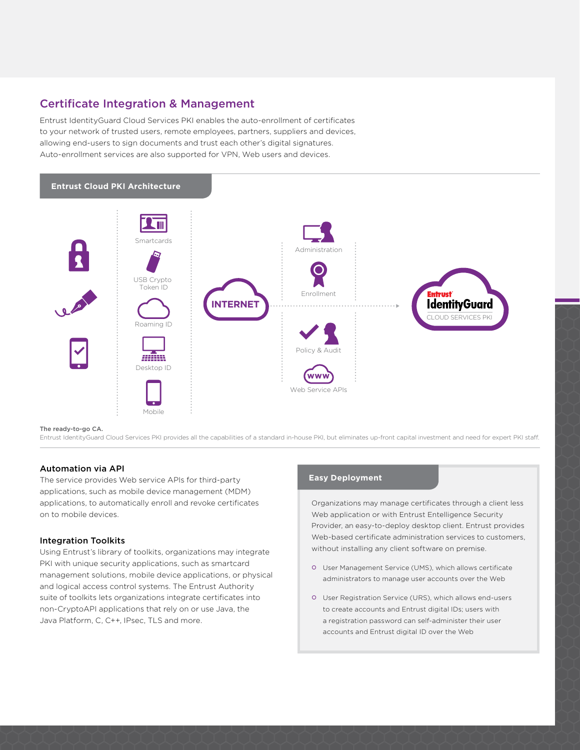## Certificate Integration & Management

Entrust IdentityGuard Cloud Services PKI enables the auto-enrollment of certificates to your network of trusted users, remote employees, partners, suppliers and devices, allowing end-users to sign documents and trust each other's digital signatures. Auto-enrollment services are also supported for VPN, Web users and devices.

### Entrust Cloud PKI Architecture

Smartcards

USB Crypto Token ID

Roaming ID

Desktop ID

Mobile

INTERNET

Administration

Enrollment

Policy & Audit

Web Service APIs

Entrust IdentityGuard CLOUD SERVICES PKI

**The ready-to-go CA.**
Entrust IdentityGuard Cloud Services PKI provides all the capabilities of a standard in-house PKI, but eliminates up-front capital investment and need for expert PKI staff.

### Automation via API

The service provides Web service APIs for third-party applications, such as mobile device management (MDM) applications, to automatically enroll and revoke certificates on to mobile devices.

### Integration Toolkits

Using Entrust's library of toolkits, organizations may integrate PKI with unique security applications, such as smartcard management solutions, mobile device applications, or physical and logical access control systems. The Entrust Authority suite of toolkits lets organizations integrate certificates into non-CryptoAPI applications that rely on or use Java, the Java Platform, C, C++, IPsec, TLS and more.

### Easy Deployment

Organizations may manage certificates through a client less Web application or with Entrust Entelligence Security Provider, an easy-to-deploy desktop client. Entrust provides Web-based certificate administration services to customers, without installing any client software on premise.

- User Management Service (UMS), which allows certificate administrators to manage user accounts over the Web
- User Registration Service (URS), which allows end-users to create accounts and Entrust digital IDs; users with a registration password can self-administer their user accounts and Entrust digital ID over the Web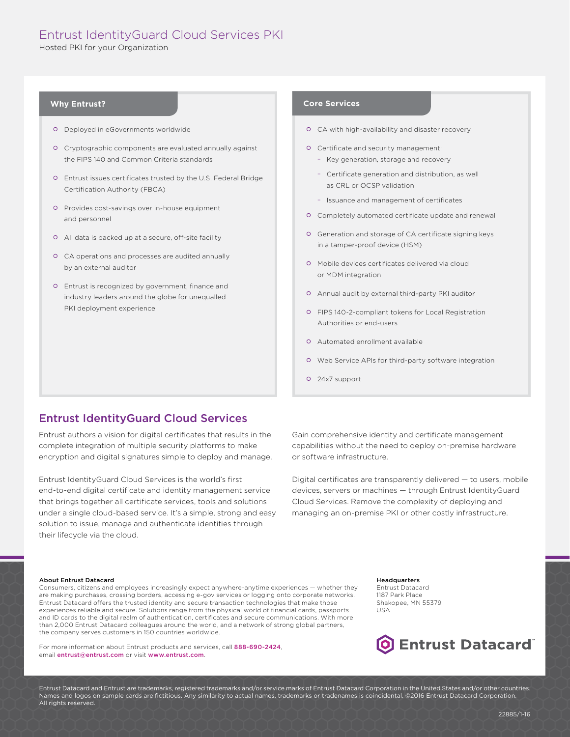# Entrust IdentityGuard Cloud Services PKI

Hosted PKI for your Organization

### Why Entrust?

- Deployed in eGovernments worldwide
- Cryptographic components are evaluated annually against the FIPS 140 and Common Criteria standards
- Entrust issues certificates trusted by the U.S. Federal Bridge Certification Authority (FBCA)
- Provides cost-savings over in-house equipment and personnel
- All data is backed up at a secure, off-site facility
- CA operations and processes are audited annually by an external auditor
- Entrust is recognized by government, finance and industry leaders around the globe for unequalled PKI deployment experience

### Core Services

- CA with high-availability and disaster recovery
- Certificate and security management:
  - Key generation, storage and recovery
  - Certificate generation and distribution, as well as CRL or OCSP validation
  - Issuance and management of certificates
- Completely automated certificate update and renewal
- Generation and storage of CA certificate signing keys in a tamper-proof device (HSM)
- Mobile devices certificates delivered via cloud or MDM integration
- Annual audit by external third-party PKI auditor
- FIPS 140-2-compliant tokens for Local Registration Authorities or end-users
- Automated enrollment available
- Web Service APIs for third-party software integration
- 24x7 support

## Entrust IdentityGuard Cloud Services

Entrust authors a vision for digital certificates that results in the complete integration of multiple security platforms to make encryption and digital signatures simple to deploy and manage.

Entrust IdentityGuard Cloud Services is the world's first end-to-end digital certificate and identity management service that brings together all certificate services, tools and solutions under a single cloud-based service. It's a simple, strong and easy solution to issue, manage and authenticate identities through their lifecycle via the cloud.

Gain comprehensive identity and certificate management capabilities without the need to deploy on-premise hardware or software infrastructure.

Digital certificates are transparently delivered — to users, mobile devices, servers or machines — through Entrust IdentityGuard Cloud Services. Remove the complexity of deploying and managing an on-premise PKI or other costly infrastructure.

**About Entrust Datacard**

Consumers, citizens and employees increasingly expect anywhere-anytime experiences — whether they are making purchases, crossing borders, accessing e-gov services or logging onto corporate networks. Entrust Datacard offers the trusted identity and secure transaction technologies that make those experiences reliable and secure. Solutions range from the physical world of financial cards, passports and ID cards to the digital realm of authentication, certificates and secure communications. With more than 2,000 Entrust Datacard colleagues around the world, and a network of strong global partners, the company serves customers in 150 countries worldwide.

For more information about Entrust products and services, call 888-690-2424, email entrust@entrust.com or visit www.entrust.com.

**Headquarters**

Entrust Datacard
1187 Park Place
Shakopee, MN 55379
USA

Entrust Datacard™

Entrust Datacard and Entrust are trademarks, registered trademarks and/or service marks of Entrust Datacard Corporation in the United States and/or other countries. Names and logos on sample cards are fictitious. Any similarity to actual names, trademarks or tradenames is coincidental. ©2016 Entrust Datacard Corporation. All rights reserved.

22885/1-16